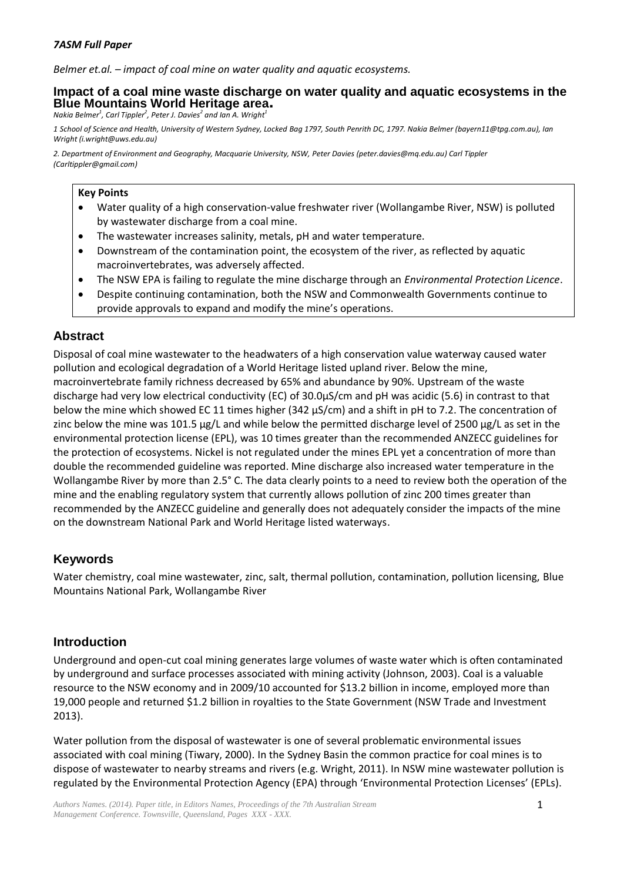*7ASM Full Paper*

*Belmer et.al. – impact of coal mine on water quality and aquatic ecosystems.*

# Impact of a coal mine waste discharge on water quality and aquatic ecosystems in the Blue Mountains World Heritage area.

*Nakia Belmer[1], Carl Tippler[2], Peter J. Davies[2] and Ian A. Wright[1]*

*1 School of Science and Health, University of Western Sydney, Locked Bag 1797, South Penrith DC, 1797. Nakia Belmer (bayern11@tpg.com.au), Ian Wright (i.wright@uws.edu.au)*

*2. Department of Environment and Geography, Macquarie University, NSW, Peter Davies (peter.davies@mq.edu.au) Carl Tippler (Carltippler@gmail.com)*

**Key Points**

- Water quality of a high conservation-value freshwater river (Wollangambe River, NSW) is polluted by wastewater discharge from a coal mine.
- The wastewater increases salinity, metals, pH and water temperature.
- Downstream of the contamination point, the ecosystem of the river, as reflected by aquatic macroinvertebrates, was adversely affected.
- The NSW EPA is failing to regulate the mine discharge through an *Environmental Protection Licence*.
- Despite continuing contamination, both the NSW and Commonwealth Governments continue to provide approvals to expand and modify the mine's operations.

## Abstract

Disposal of coal mine wastewater to the headwaters of a high conservation value waterway caused water pollution and ecological degradation of a World Heritage listed upland river. Below the mine, macroinvertebrate family richness decreased by 65% and abundance by 90%. Upstream of the waste discharge had very low electrical conductivity (EC) of 30.0µS/cm and pH was acidic (5.6) in contrast to that below the mine which showed EC 11 times higher (342 µS/cm) and a shift in pH to 7.2. The concentration of zinc below the mine was 101.5 µg/L and while below the permitted discharge level of 2500 µg/L as set in the environmental protection license (EPL), was 10 times greater than the recommended ANZECC guidelines for the protection of ecosystems. Nickel is not regulated under the mines EPL yet a concentration of more than double the recommended guideline was reported. Mine discharge also increased water temperature in the Wollangambe River by more than 2.5° C. The data clearly points to a need to review both the operation of the mine and the enabling regulatory system that currently allows pollution of zinc 200 times greater than recommended by the ANZECC guideline and generally does not adequately consider the impacts of the mine on the downstream National Park and World Heritage listed waterways.

## Keywords

Water chemistry, coal mine wastewater, zinc, salt, thermal pollution, contamination, pollution licensing, Blue Mountains National Park, Wollangambe River

## Introduction

Underground and open-cut coal mining generates large volumes of waste water which is often contaminated by underground and surface processes associated with mining activity (Johnson, 2003). Coal is a valuable resource to the NSW economy and in 2009/10 accounted for $13.2 billion in income, employed more than 19,000 people and returned $1.2 billion in royalties to the State Government (NSW Trade and Investment 2013).

Water pollution from the disposal of wastewater is one of several problematic environmental issues associated with coal mining (Tiwary, 2000). In the Sydney Basin the common practice for coal mines is to dispose of wastewater to nearby streams and rivers (e.g. Wright, 2011). In NSW mine wastewater pollution is regulated by the Environmental Protection Agency (EPA) through 'Environmental Protection Licenses' (EPLs).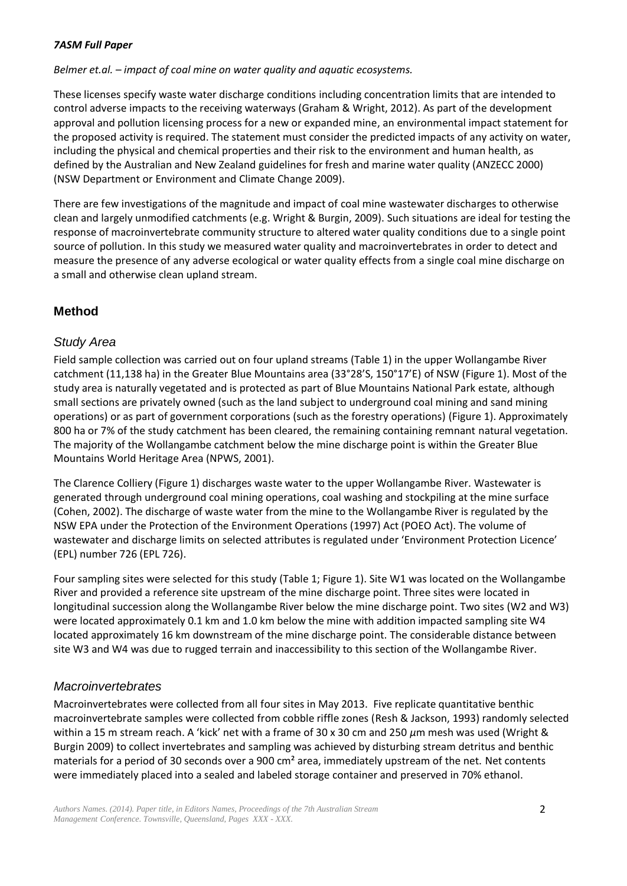These licenses specify waste water discharge conditions including concentration limits that are intended to control adverse impacts to the receiving waterways (Graham & Wright, 2012). As part of the development approval and pollution licensing process for a new or expanded mine, an environmental impact statement for the proposed activity is required. The statement must consider the predicted impacts of any activity on water, including the physical and chemical properties and their risk to the environment and human health, as defined by the Australian and New Zealand guidelines for fresh and marine water quality (ANZECC 2000) (NSW Department or Environment and Climate Change 2009).

There are few investigations of the magnitude and impact of coal mine wastewater discharges to otherwise clean and largely unmodified catchments (e.g. Wright & Burgin, 2009). Such situations are ideal for testing the response of macroinvertebrate community structure to altered water quality conditions due to a single point source of pollution. In this study we measured water quality and macroinvertebrates in order to detect and measure the presence of any adverse ecological or water quality effects from a single coal mine discharge on a small and otherwise clean upland stream.

## Method

### Study Area

Field sample collection was carried out on four upland streams (Table 1) in the upper Wollangambe River catchment (11,138 ha) in the Greater Blue Mountains area (33°28'S, 150°17'E) of NSW (Figure 1). Most of the study area is naturally vegetated and is protected as part of Blue Mountains National Park estate, although small sections are privately owned (such as the land subject to underground coal mining and sand mining operations) or as part of government corporations (such as the forestry operations) (Figure 1). Approximately 800 ha or 7% of the study catchment has been cleared, the remaining containing remnant natural vegetation. The majority of the Wollangambe catchment below the mine discharge point is within the Greater Blue Mountains World Heritage Area (NPWS, 2001).

The Clarence Colliery (Figure 1) discharges waste water to the upper Wollangambe River. Wastewater is generated through underground coal mining operations, coal washing and stockpiling at the mine surface (Cohen, 2002). The discharge of waste water from the mine to the Wollangambe River is regulated by the NSW EPA under the Protection of the Environment Operations (1997) Act (POEO Act). The volume of wastewater and discharge limits on selected attributes is regulated under 'Environment Protection Licence' (EPL) number 726 (EPL 726).

Four sampling sites were selected for this study (Table 1; Figure 1). Site W1 was located on the Wollangambe River and provided a reference site upstream of the mine discharge point. Three sites were located in longitudinal succession along the Wollangambe River below the mine discharge point. Two sites (W2 and W3) were located approximately 0.1 km and 1.0 km below the mine with addition impacted sampling site W4 located approximately 16 km downstream of the mine discharge point. The considerable distance between site W3 and W4 was due to rugged terrain and inaccessibility to this section of the Wollangambe River.

### Macroinvertebrates

Macroinvertebrates were collected from all four sites in May 2013. Five replicate quantitative benthic macroinvertebrate samples were collected from cobble riffle zones (Resh & Jackson, 1993) randomly selected within a 15 m stream reach. A 'kick' net with a frame of 30 x 30 cm and 250 $\mu$m mesh was used (Wright & Burgin 2009) to collect invertebrates and sampling was achieved by disturbing stream detritus and benthic materials for a period of 30 seconds over a 900 $cm^2$ area, immediately upstream of the net. Net contents were immediately placed into a sealed and labeled storage container and preserved in 70% ethanol.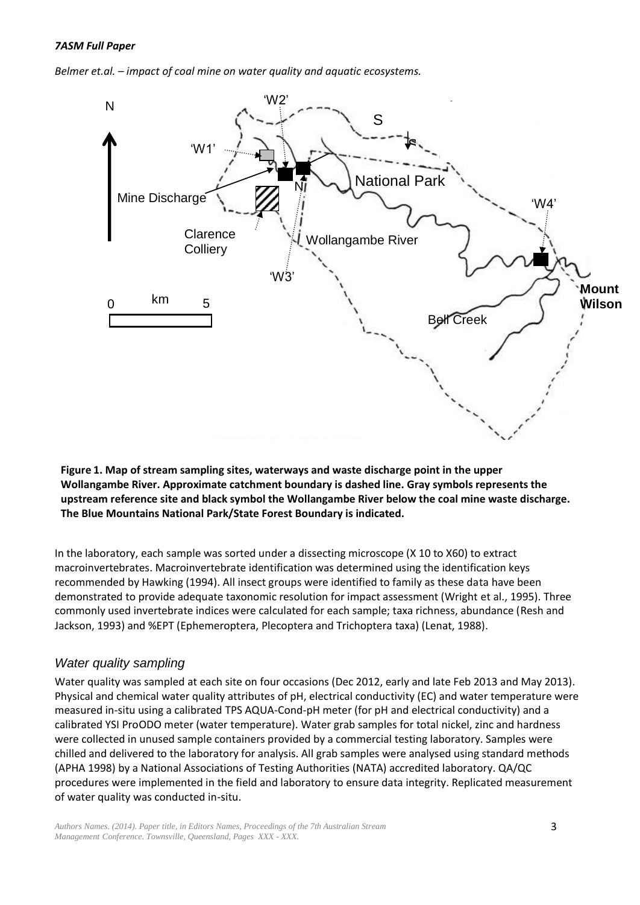**Figure 1. Map of stream sampling sites, waterways and waste discharge point in the upper Wollangambe River. Approximate catchment boundary is dashed line. Gray symbols represents the upstream reference site and black symbol the Wollangambe River below the coal mine waste discharge. The Blue Mountains National Park/State Forest Boundary is indicated.**

In the laboratory, each sample was sorted under a dissecting microscope (X 10 to X60) to extract macroinvertebrates. Macroinvertebrate identification was determined using the identification keys recommended by Hawking (1994). All insect groups were identified to family as these data have been demonstrated to provide adequate taxonomic resolution for impact assessment (Wright et al., 1995). Three commonly used invertebrate indices were calculated for each sample; taxa richness, abundance (Resh and Jackson, 1993) and %EPT (Ephemeroptera, Plecoptera and Trichoptera taxa) (Lenat, 1988).

### *Water quality sampling*

Water quality was sampled at each site on four occasions (Dec 2012, early and late Feb 2013 and May 2013). Physical and chemical water quality attributes of pH, electrical conductivity (EC) and water temperature were measured in-situ using a calibrated TPS AQUA-Cond-pH meter (for pH and electrical conductivity) and a calibrated YSI ProODO meter (water temperature). Water grab samples for total nickel, zinc and hardness were collected in unused sample containers provided by a commercial testing laboratory. Samples were chilled and delivered to the laboratory for analysis. All grab samples were analysed using standard methods (APHA 1998) by a National Associations of Testing Authorities (NATA) accredited laboratory. QA/QC procedures were implemented in the field and laboratory to ensure data integrity. Replicated measurement of water quality was conducted in-situ.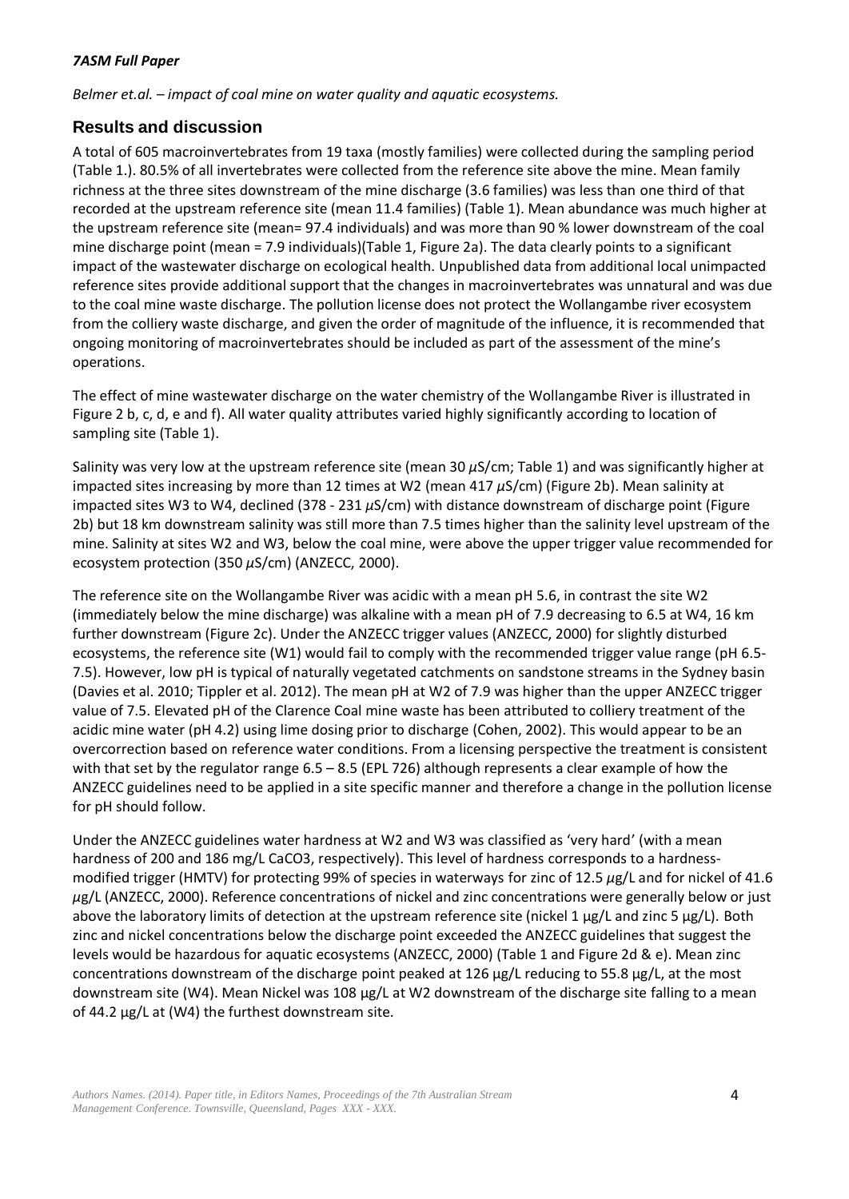## Results and discussion

A total of 605 macroinvertebrates from 19 taxa (mostly families) were collected during the sampling period (Table 1.). 80.5% of all invertebrates were collected from the reference site above the mine. Mean family richness at the three sites downstream of the mine discharge (3.6 families) was less than one third of that recorded at the upstream reference site (mean 11.4 families) (Table 1). Mean abundance was much higher at the upstream reference site (mean= 97.4 individuals) and was more than 90 % lower downstream of the coal mine discharge point (mean = 7.9 individuals)(Table 1, Figure 2a). The data clearly points to a significant impact of the wastewater discharge on ecological health. Unpublished data from additional local unimpacted reference sites provide additional support that the changes in macroinvertebrates was unnatural and was due to the coal mine waste discharge. The pollution license does not protect the Wollangambe river ecosystem from the colliery waste discharge, and given the order of magnitude of the influence, it is recommended that ongoing monitoring of macroinvertebrates should be included as part of the assessment of the mine's operations.

The effect of mine wastewater discharge on the water chemistry of the Wollangambe River is illustrated in Figure 2 b, c, d, e and f). All water quality attributes varied highly significantly according to location of sampling site (Table 1).

Salinity was very low at the upstream reference site (mean 30 $\mu$S/cm; Table 1) and was significantly higher at impacted sites increasing by more than 12 times at W2 (mean 417 $\mu$S/cm) (Figure 2b). Mean salinity at impacted sites W3 to W4, declined (378 - 231 $\mu$S/cm) with distance downstream of discharge point (Figure 2b) but 18 km downstream salinity was still more than 7.5 times higher than the salinity level upstream of the mine. Salinity at sites W2 and W3, below the coal mine, were above the upper trigger value recommended for ecosystem protection (350 $\mu$S/cm) (ANZECC, 2000).

The reference site on the Wollangambe River was acidic with a mean pH 5.6, in contrast the site W2 (immediately below the mine discharge) was alkaline with a mean pH of 7.9 decreasing to 6.5 at W4, 16 km further downstream (Figure 2c). Under the ANZECC trigger values (ANZECC, 2000) for slightly disturbed ecosystems, the reference site (W1) would fail to comply with the recommended trigger value range (pH 6.5-7.5). However, low pH is typical of naturally vegetated catchments on sandstone streams in the Sydney basin (Davies et al. 2010; Tippler et al. 2012). The mean pH at W2 of 7.9 was higher than the upper ANZECC trigger value of 7.5. Elevated pH of the Clarence Coal mine waste has been attributed to colliery treatment of the acidic mine water (pH 4.2) using lime dosing prior to discharge (Cohen, 2002). This would appear to be an overcorrection based on reference water conditions. From a licensing perspective the treatment is consistent with that set by the regulator range 6.5 – 8.5 (EPL 726) although represents a clear example of how the ANZECC guidelines need to be applied in a site specific manner and therefore a change in the pollution license for pH should follow.

Under the ANZECC guidelines water hardness at W2 and W3 was classified as 'very hard' (with a mean hardness of 200 and 186 mg/L $CaCO_3$, respectively). This level of hardness corresponds to a hardness-modified trigger (HMTV) for protecting 99% of species in waterways for zinc of 12.5 $\mu$g/L and for nickel of 41.6 $\mu$g/L (ANZECC, 2000). Reference concentrations of nickel and zinc concentrations were generally below or just above the laboratory limits of detection at the upstream reference site (nickel 1 µg/L and zinc 5 µg/L). Both zinc and nickel concentrations below the discharge point exceeded the ANZECC guidelines that suggest the levels would be hazardous for aquatic ecosystems (ANZECC, 2000) (Table 1 and Figure 2d & e). Mean zinc concentrations downstream of the discharge point peaked at 126 µg/L reducing to 55.8 µg/L, at the most downstream site (W4). Mean Nickel was 108 µg/L at W2 downstream of the discharge site falling to a mean of 44.2 µg/L at (W4) the furthest downstream site.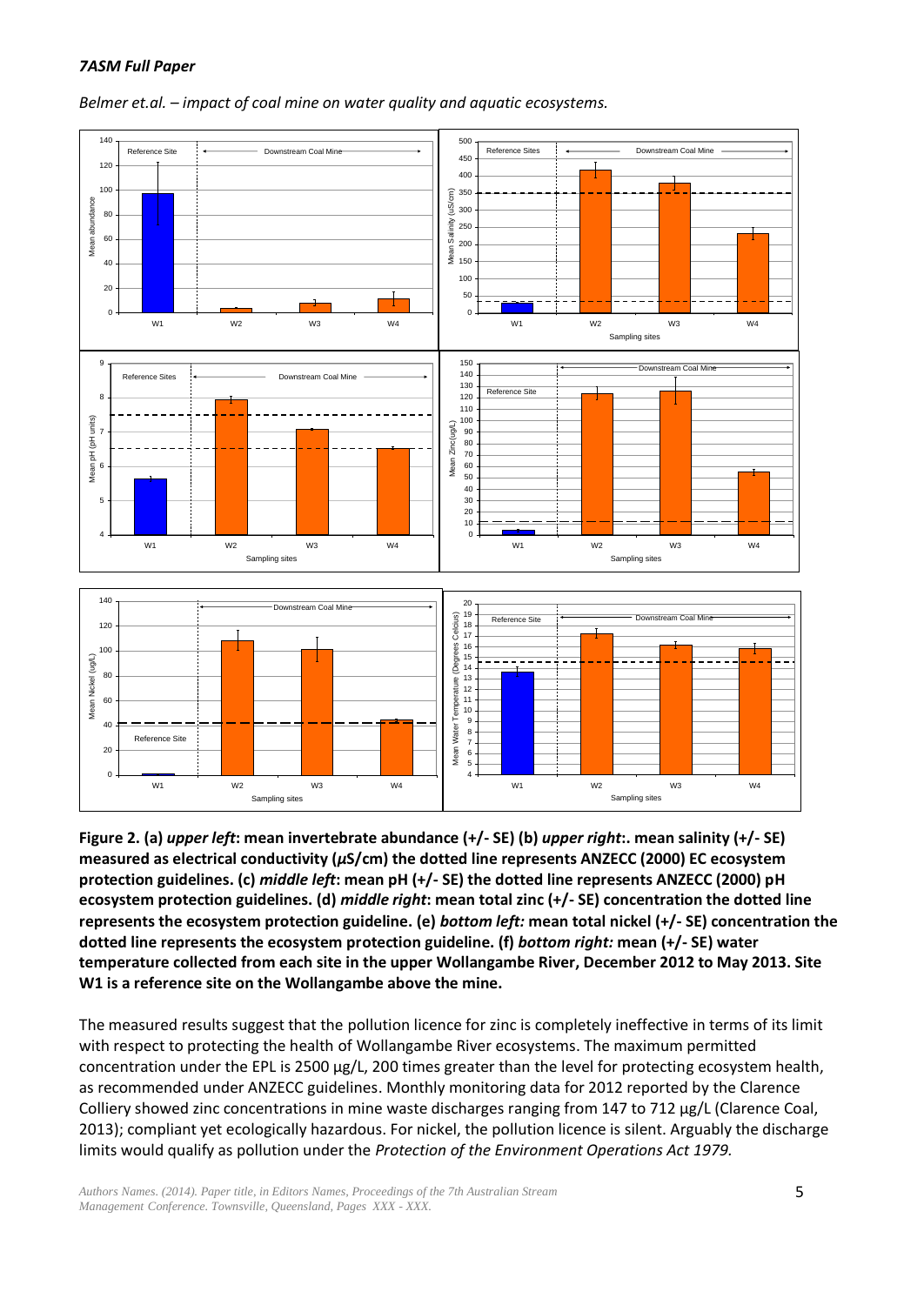**Figure 2. (a)** ***upper left*****: mean invertebrate abundance (+/- SE) (b)** ***upper right*****:. mean salinity (+/- SE) measured as electrical conductivity (µS/cm) the dotted line represents ANZECC (2000) EC ecosystem protection guidelines. (c)** ***middle left*****: mean pH (+/- SE) the dotted line represents ANZECC (2000) pH ecosystem protection guidelines. (d)** ***middle right*****: mean total zinc (+/- SE) concentration the dotted line represents the ecosystem protection guideline. (e)** ***bottom left:*** **mean total nickel (+/- SE) concentration the dotted line represents the ecosystem protection guideline. (f)** ***bottom right:*** **mean (+/- SE) water temperature collected from each site in the upper Wollangambe River, December 2012 to May 2013. Site W1 is a reference site on the Wollangambe above the mine.**

The measured results suggest that the pollution licence for zinc is completely ineffective in terms of its limit with respect to protecting the health of Wollangambe River ecosystems. The maximum permitted concentration under the EPL is 2500 µg/L, 200 times greater than the level for protecting ecosystem health, as recommended under ANZECC guidelines. Monthly monitoring data for 2012 reported by the Clarence Colliery showed zinc concentrations in mine waste discharges ranging from 147 to 712 µg/L (Clarence Coal, 2013); compliant yet ecologically hazardous. For nickel, the pollution licence is silent. Arguably the discharge limits would qualify as pollution under the *Protection of the Environment Operations Act 1979.*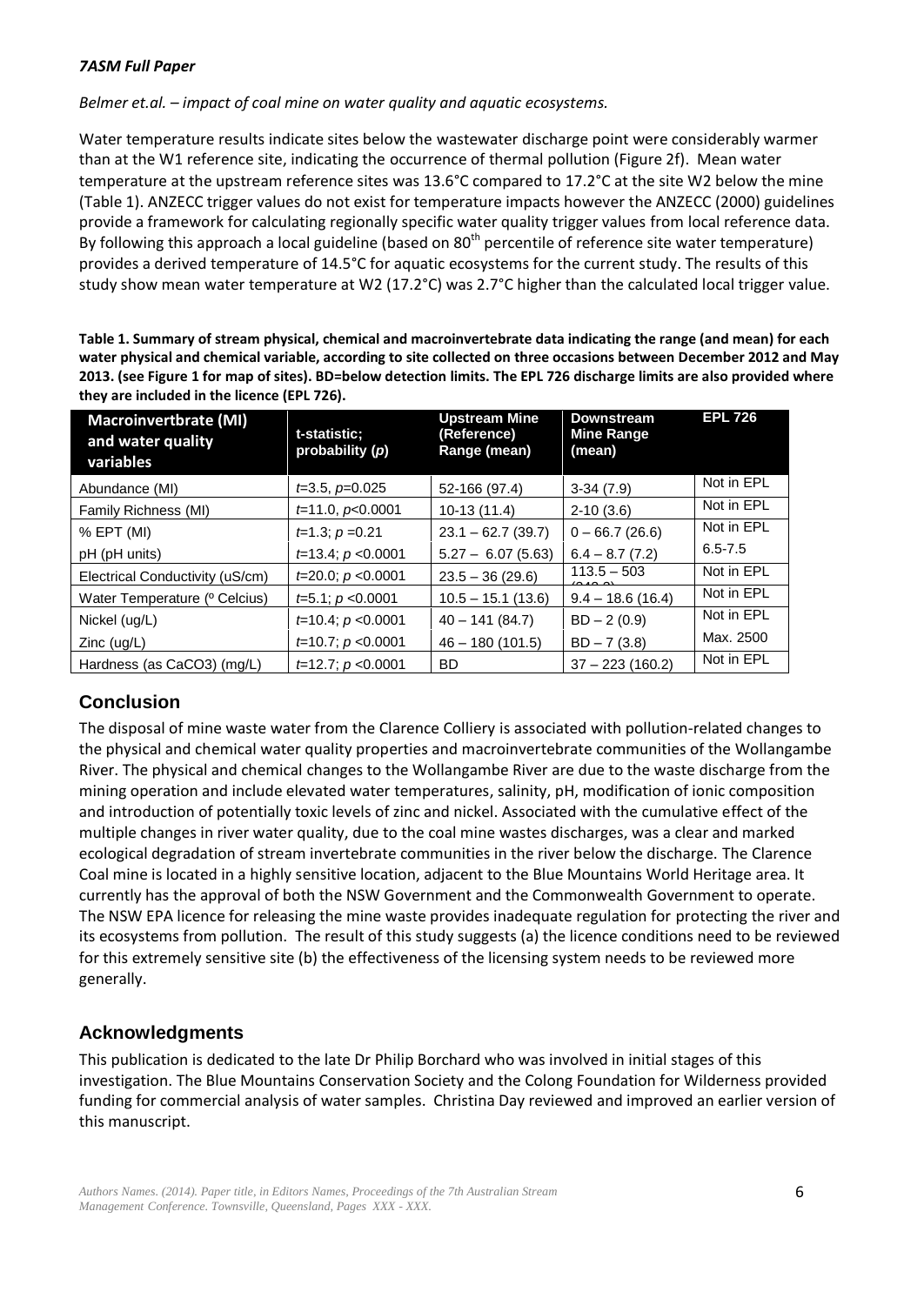Water temperature results indicate sites below the wastewater discharge point were considerably warmer than at the W1 reference site, indicating the occurrence of thermal pollution (Figure 2f). Mean water temperature at the upstream reference sites was 13.6°C compared to 17.2°C at the site W2 below the mine (Table 1). ANZECC trigger values do not exist for temperature impacts however the ANZECC (2000) guidelines provide a framework for calculating regionally specific water quality trigger values from local reference data. By following this approach a local guideline (based on 80th percentile of reference site water temperature) provides a derived temperature of 14.5°C for aquatic ecosystems for the current study. The results of this study show mean water temperature at W2 (17.2°C) was 2.7°C higher than the calculated local trigger value.

**Table 1. Summary of stream physical, chemical and macroinvertebrate data indicating the range (and mean) for each water physical and chemical variable, according to site collected on three occasions between December 2012 and May 2013. (see Figure 1 for map of sites). BD=below detection limits. The EPL 726 discharge limits are also provided where they are included in the licence (EPL 726).**

| Macroinvertbrate (MI) and water quality variables | t-statistic; probability (p) | Upstream Mine (Reference) Range (mean) | Downstream Mine Range (mean) | EPL 726 |
|---|---|---|---|---|
| Abundance (MI) | $t$=3.5, $p$=0.025 | 52-166 (97.4) | 3-34 (7.9) | Not in EPL |
| Family Richness (MI) | $t$=11.0, $p$<0.0001 | 10-13 (11.4) | 2-10 (3.6) | Not in EPL |
| % EPT (MI) | $t$=1.3; $p$ =0.21 | 23.1 – 62.7 (39.7) | 0 – 66.7 (26.6) | Not in EPL |
| pH (pH units) | $t$=13.4; $p$ <0.0001 | 5.27 – 6.07 (5.63) | 6.4 – 8.7 (7.2) | 6.5-7.5 |
| Electrical Conductivity (uS/cm) | $t$=20.0; $p$ <0.0001 | 23.5 – 36 (29.6) | 113.5 – 503 (340.2) | Not in EPL |
| Water Temperature (º Celcius) | $t$=5.1; $p$ <0.0001 | 10.5 – 15.1 (13.6) | 9.4 – 18.6 (16.4) | Not in EPL |
| Nickel (ug/L) | $t$=10.4; $p$ <0.0001 | 40 – 141 (84.7) | BD – 2 (0.9) | Not in EPL |
| Zinc (ug/L) | $t$=10.7; $p$ <0.0001 | 46 – 180 (101.5) | BD – 7 (3.8) | Max. 2500 |
| Hardness (as CaCO3) (mg/L) | $t$=12.7; $p$ <0.0001 | BD | 37 – 223 (160.2) | Not in EPL |

## Conclusion

The disposal of mine waste water from the Clarence Colliery is associated with pollution-related changes to the physical and chemical water quality properties and macroinvertebrate communities of the Wollangambe River. The physical and chemical changes to the Wollangambe River are due to the waste discharge from the mining operation and include elevated water temperatures, salinity, pH, modification of ionic composition and introduction of potentially toxic levels of zinc and nickel. Associated with the cumulative effect of the multiple changes in river water quality, due to the coal mine wastes discharges, was a clear and marked ecological degradation of stream invertebrate communities in the river below the discharge. The Clarence Coal mine is located in a highly sensitive location, adjacent to the Blue Mountains World Heritage area. It currently has the approval of both the NSW Government and the Commonwealth Government to operate. The NSW EPA licence for releasing the mine waste provides inadequate regulation for protecting the river and its ecosystems from pollution. The result of this study suggests (a) the licence conditions need to be reviewed for this extremely sensitive site (b) the effectiveness of the licensing system needs to be reviewed more generally.

## Acknowledgments

This publication is dedicated to the late Dr Philip Borchard who was involved in initial stages of this investigation. The Blue Mountains Conservation Society and the Colong Foundation for Wilderness provided funding for commercial analysis of water samples. Christina Day reviewed and improved an earlier version of this manuscript.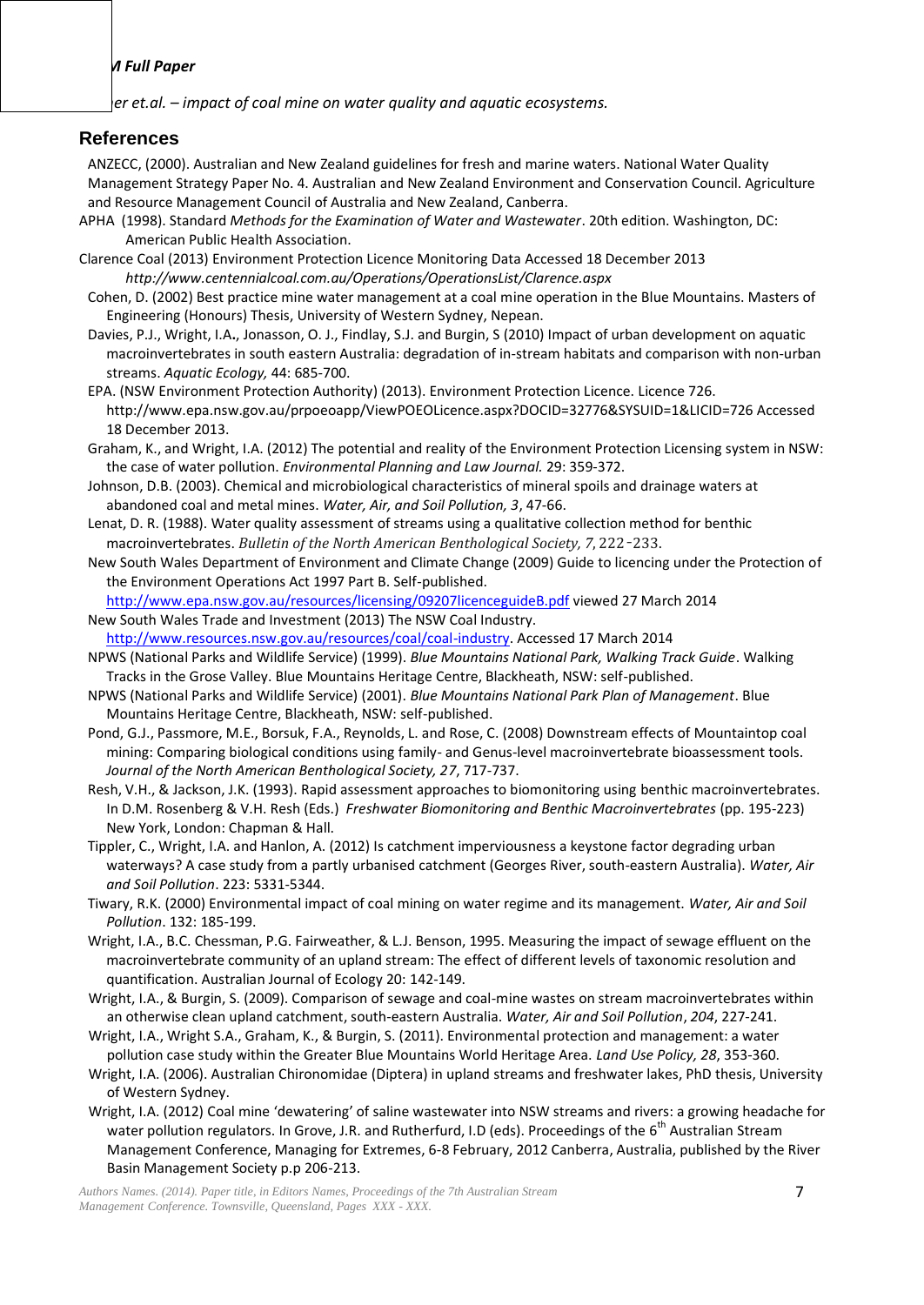## References

ANZECC, (2000). Australian and New Zealand guidelines for fresh and marine waters. National Water Quality Management Strategy Paper No. 4. Australian and New Zealand Environment and Conservation Council. Agriculture and Resource Management Council of Australia and New Zealand, Canberra.

APHA (1998). Standard *Methods for the Examination of Water and Wastewater*. 20th edition. Washington, DC: American Public Health Association.

Clarence Coal (2013) Environment Protection Licence Monitoring Data Accessed 18 December 2013 *http://www.centennialcoal.com.au/Operations/OperationsList/Clarence.aspx*

Cohen, D. (2002) Best practice mine water management at a coal mine operation in the Blue Mountains. Masters of Engineering (Honours) Thesis, University of Western Sydney, Nepean.

Davies, P.J., Wright, I.A**.**, Jonasson, O. J., Findlay, S.J. and Burgin, S (2010) Impact of urban development on aquatic macroinvertebrates in south eastern Australia: degradation of in-stream habitats and comparison with non-urban streams. *Aquatic Ecology,* 44: 685-700.

EPA. (NSW Environment Protection Authority) (2013). Environment Protection Licence. Licence 726. http://www.epa.nsw.gov.au/prpoeoapp/ViewPOEOLicence.aspx?DOCID=32776&SYSUID=1&LICID=726 Accessed 18 December 2013.

Graham, K., and Wright, I.A. (2012) The potential and reality of the Environment Protection Licensing system in NSW: the case of water pollution. *Environmental Planning and Law Journal.* 29: 359-372.

Johnson, D.B. (2003). Chemical and microbiological characteristics of mineral spoils and drainage waters at abandoned coal and metal mines. *Water, Air, and Soil Pollution, 3*, 47-66.

Lenat, D. R. (1988). Water quality assessment of streams using a qualitative collection method for benthic macroinvertebrates. *Bulletin of the North American Benthological Society, 7*, 222-233.

New South Wales Department of Environment and Climate Change (2009) Guide to licencing under the Protection of the Environment Operations Act 1997 Part B. Self-published. http://www.epa.nsw.gov.au/resources/licensing/09207licenceguideB.pdf viewed 27 March 2014

New South Wales Trade and Investment (2013) The NSW Coal Industry. http://www.resources.nsw.gov.au/resources/coal/coal-industry. Accessed 17 March 2014

NPWS (National Parks and Wildlife Service) (1999). *Blue Mountains National Park, Walking Track Guide*. Walking Tracks in the Grose Valley. Blue Mountains Heritage Centre, Blackheath, NSW: self-published.

NPWS (National Parks and Wildlife Service) (2001). *Blue Mountains National Park Plan of Management*. Blue Mountains Heritage Centre, Blackheath, NSW: self-published.

Pond, G.J., Passmore, M.E., Borsuk, F.A., Reynolds, L. and Rose, C. (2008) Downstream effects of Mountaintop coal mining: Comparing biological conditions using family- and Genus-level macroinvertebrate bioassessment tools. *Journal of the North American Benthological Society, 27*, 717-737.

Resh, V.H., & Jackson, J.K. (1993). Rapid assessment approaches to biomonitoring using benthic macroinvertebrates. In D.M. Rosenberg & V.H. Resh (Eds.) *Freshwater Biomonitoring and Benthic Macroinvertebrates* (pp. 195-223) New York, London: Chapman & Hall.

Tippler, C., Wright, I.A. and Hanlon, A. (2012) Is catchment imperviousness a keystone factor degrading urban waterways? A case study from a partly urbanised catchment (Georges River, south-eastern Australia). *Water, Air and Soil Pollution*. 223: 5331-5344.

Tiwary, R.K. (2000) Environmental impact of coal mining on water regime and its management. *Water, Air and Soil Pollution*. 132: 185-199.

Wright, I.A., B.C. Chessman, P.G. Fairweather, & L.J. Benson, 1995. Measuring the impact of sewage effluent on the macroinvertebrate community of an upland stream: The effect of different levels of taxonomic resolution and quantification. Australian Journal of Ecology 20: 142-149.

Wright, I.A., & Burgin, S. (2009). Comparison of sewage and coal-mine wastes on stream macroinvertebrates within an otherwise clean upland catchment, south-eastern Australia. *Water, Air and Soil Pollution*, *204*, 227-241.

Wright, I.A., Wright S.A., Graham, K., & Burgin, S. (2011). Environmental protection and management: a water pollution case study within the Greater Blue Mountains World Heritage Area. *Land Use Policy, 28*, 353-360.

Wright, I.A. (2006). Australian Chironomidae (Diptera) in upland streams and freshwater lakes, PhD thesis, University of Western Sydney.

Wright, I.A. (2012) Coal mine 'dewatering' of saline wastewater into NSW streams and rivers: a growing headache for water pollution regulators. In Grove, J.R. and Rutherfurd, I.D (eds). Proceedings of the 6th Australian Stream Management Conference, Managing for Extremes, 6-8 February, 2012 Canberra, Australia, published by the River Basin Management Society p.p 206-213.